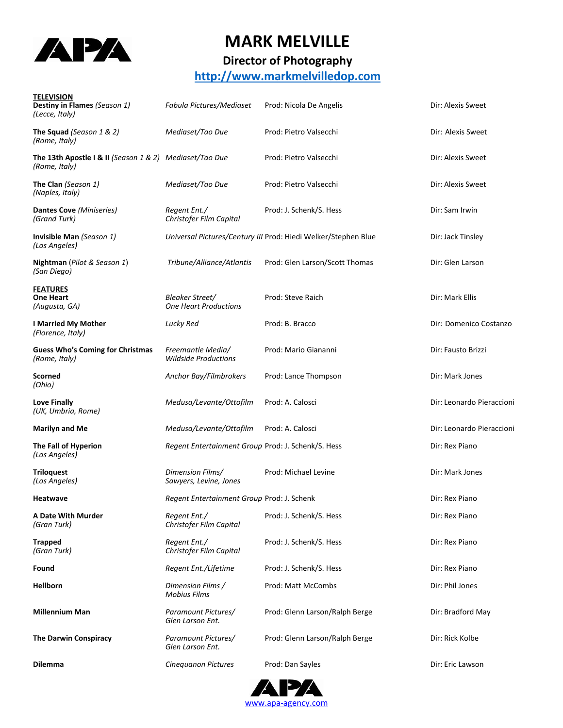# MARK MELVILLE

## Director of Photography

[http://www.markmelvilledop.com](http://www.markmelvilledop.com)

**TELEVISION**

| | | | |
|---|---|---|---|
| **Destiny in Flames** *(Season 1)* *(Lecce, Italy)* | *Fabula Pictures/Mediaset* | Prod: Nicola De Angelis | Dir: Alexis Sweet |
| **The Squad** *(Season 1 & 2)* *(Rome, Italy)* | *Mediaset/Tao Due* | Prod: Pietro Valsecchi | Dir: Alexis Sweet |
| **The 13th Apostle I & II** *(Season 1 & 2)* *(Rome, Italy)* | *Mediaset/Tao Due* | Prod: Pietro Valsecchi | Dir: Alexis Sweet |
| **The Clan** *(Season 1)* *(Naples, Italy)* | *Mediaset/Tao Due* | Prod: Pietro Valsecchi | Dir: Alexis Sweet |
| **Dantes Cove** *(Miniseries)* *(Grand Turk)* | *Regent Ent./ Christofer Film Capital* | Prod: J. Schenk/S. Hess | Dir: Sam Irwin |
| **Invisible Man** *(Season 1)* *(Los Angeles)* | *Universal Pictures/Century III* | Prod: Hiedi Welker/Stephen Blue | Dir: Jack Tinsley |
| **Nightman** (*Pilot & Season 1*) *(San Diego)* | *Tribune/Alliance/Atlantis* | Prod: Glen Larson/Scott Thomas | Dir: Glen Larson |

**FEATURES**

| | | | |
|---|---|---|---|
| **One Heart** *(Augusta, GA)* | *Bleaker Street/ One Heart Productions* | Prod: Steve Raich | Dir: Mark Ellis |
| **I Married My Mother** *(Florence, Italy)* | *Lucky Red* | Prod: B. Bracco | Dir: Domenico Costanzo |
| **Guess Who's Coming for Christmas** *(Rome, Italy)* | *Freemantle Media/ Wildside Productions* | Prod: Mario Giananni | Dir: Fausto Brizzi |
| **Scorned** *(Ohio)* | *Anchor Bay/Filmbrokers* | Prod: Lance Thompson | Dir: Mark Jones |
| **Love Finally** *(UK, Umbria, Rome)* | *Medusa/Levante/Ottofilm* | Prod: A. Calosci | Dir: Leonardo Pieraccioni |
| **Marilyn and Me** | *Medusa/Levante/Ottofilm* | Prod: A. Calosci | Dir: Leonardo Pieraccioni |
| **The Fall of Hyperion** *(Los Angeles)* | *Regent Entertainment Group* | Prod: J. Schenk/S. Hess | Dir: Rex Piano |
| **Triloquest** *(Los Angeles)* | *Dimension Films/ Sawyers, Levine, Jones* | Prod: Michael Levine | Dir: Mark Jones |
| **Heatwave** | *Regent Entertainment Group* | Prod: J. Schenk | Dir: Rex Piano |
| **A Date With Murder** *(Gran Turk)* | *Regent Ent./ Christofer Film Capital* | Prod: J. Schenk/S. Hess | Dir: Rex Piano |
| **Trapped** *(Gran Turk)* | *Regent Ent./ Christofer Film Capital* | Prod: J. Schenk/S. Hess | Dir: Rex Piano |
| **Found** | *Regent Ent./Lifetime* | Prod: J. Schenk/S. Hess | Dir: Rex Piano |
| **Hellborn** | *Dimension Films / Mobius Films* | Prod: Matt McCombs | Dir: Phil Jones |
| **Millennium Man** | *Paramount Pictures/ Glen Larson Ent.* | Prod: Glenn Larson/Ralph Berge | Dir: Bradford May |
| **The Darwin Conspiracy** | *Paramount Pictures/ Glen Larson Ent.* | Prod: Glenn Larson/Ralph Berge | Dir: Rick Kolbe |
| **Dilemma** | *Cinequanon Pictures* | Prod: Dan Sayles | Dir: Eric Lawson |

[www.apa-agency.com](http://www.apa-agency.com)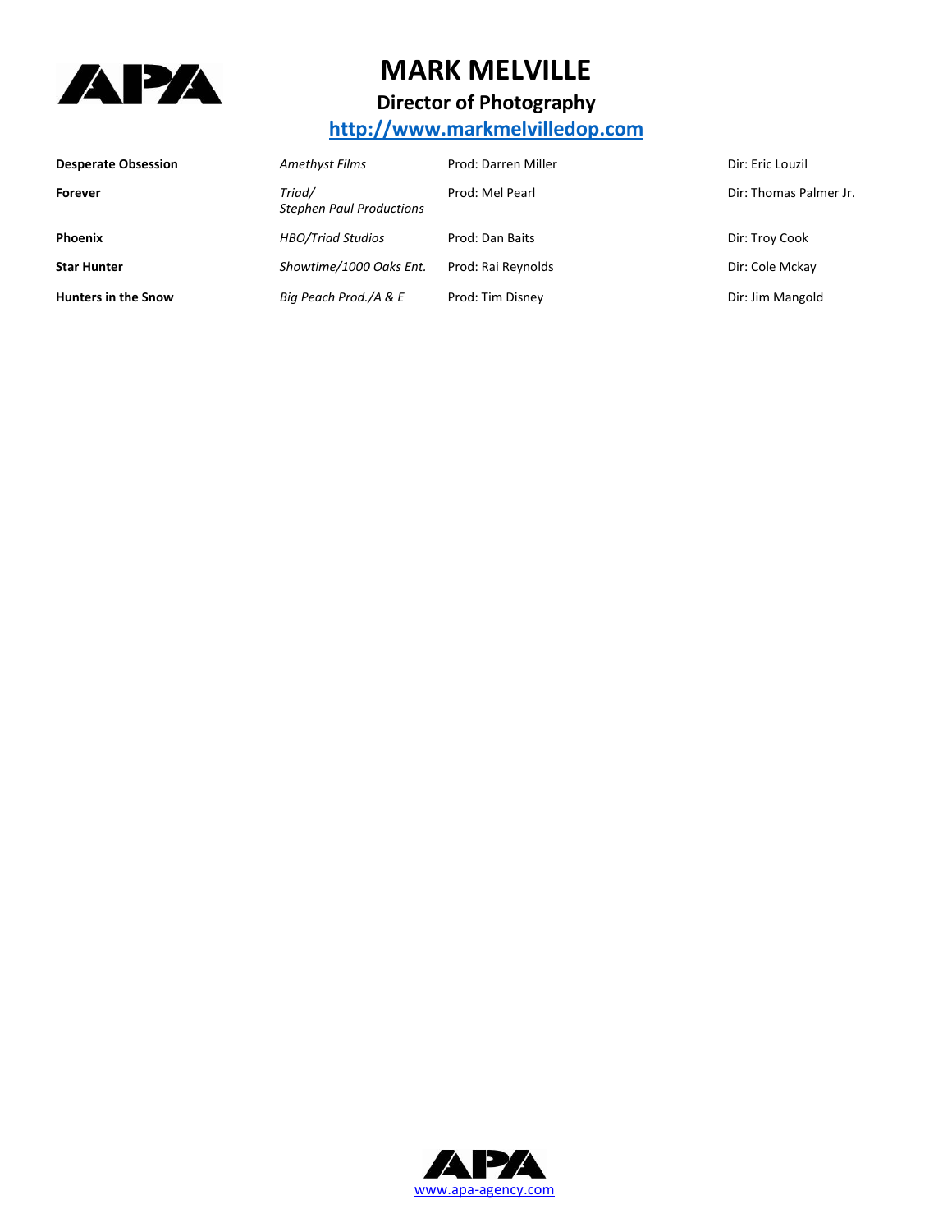# MARK MELVILLE

## Director of Photography

[http://www.markmelvilledop.com](http://www.markmelvilledop.com)

| | | | |
|---|---|---|---|
| **Desperate Obsession** | *Amethyst Films* | Prod: Darren Miller | Dir: Eric Louzil |
| **Forever** | *Triad/ Stephen Paul Productions* | Prod: Mel Pearl | Dir: Thomas Palmer Jr. |
| **Phoenix** | *HBO/Triad Studios* | Prod: Dan Baits | Dir: Troy Cook |
| **Star Hunter** | *Showtime/1000 Oaks Ent.* | Prod: Rai Reynolds | Dir: Cole Mckay |
| **Hunters in the Snow** | *Big Peach Prod./A & E* | Prod: Tim Disney | Dir: Jim Mangold |